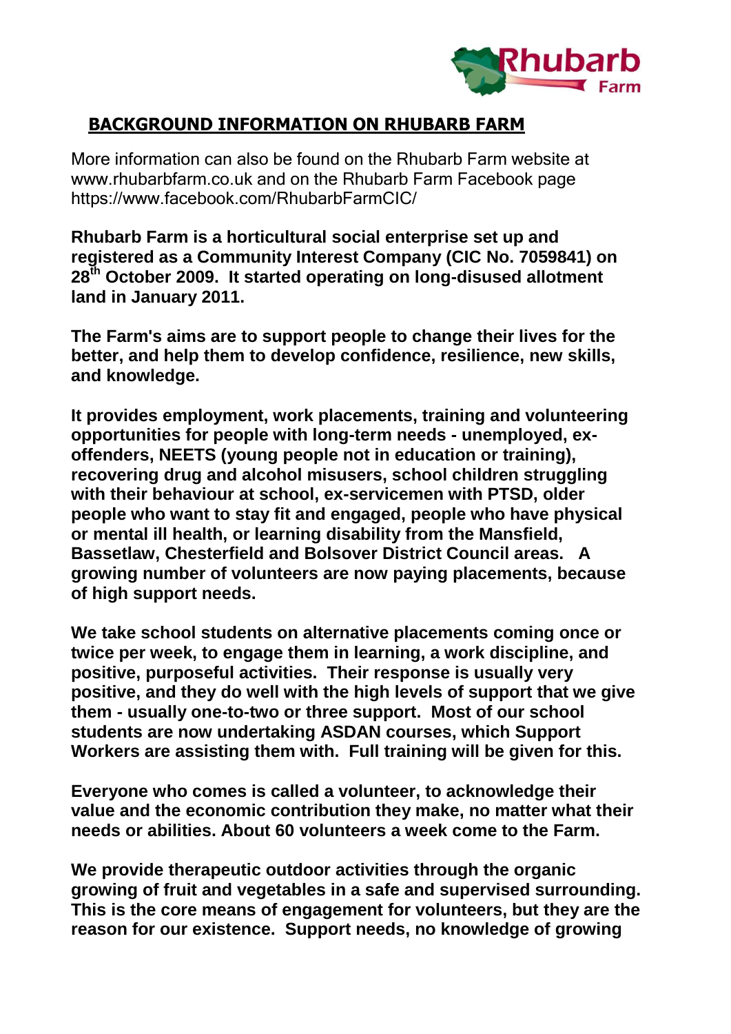## BACKGROUND INFORMATION ON RHUBARB FARM

More information can also be found on the Rhubarb Farm website at www.rhubarbfarm.co.uk and on the Rhubarb Farm Facebook page https://www.facebook.com/RhubarbFarmCIC/

**Rhubarb Farm is a horticultural social enterprise set up and registered as a Community Interest Company (CIC No. 7059841) on 28th October 2009. It started operating on long-disused allotment land in January 2011.**

**The Farm's aims are to support people to change their lives for the better, and help them to develop confidence, resilience, new skills, and knowledge.**

**It provides employment, work placements, training and volunteering opportunities for people with long-term needs - unemployed, ex-offenders, NEETS (young people not in education or training), recovering drug and alcohol misusers, school children struggling with their behaviour at school, ex-servicemen with PTSD, older people who want to stay fit and engaged, people who have physical or mental ill health, or learning disability from the Mansfield, Bassetlaw, Chesterfield and Bolsover District Council areas. A growing number of volunteers are now paying placements, because of high support needs.**

**We take school students on alternative placements coming once or twice per week, to engage them in learning, a work discipline, and positive, purposeful activities. Their response is usually very positive, and they do well with the high levels of support that we give them - usually one-to-two or three support. Most of our school students are now undertaking ASDAN courses, which Support Workers are assisting them with. Full training will be given for this.**

**Everyone who comes is called a volunteer, to acknowledge their value and the economic contribution they make, no matter what their needs or abilities. About 60 volunteers a week come to the Farm.**

**We provide therapeutic outdoor activities through the organic growing of fruit and vegetables in a safe and supervised surrounding. This is the core means of engagement for volunteers, but they are the reason for our existence. Support needs, no knowledge of growing**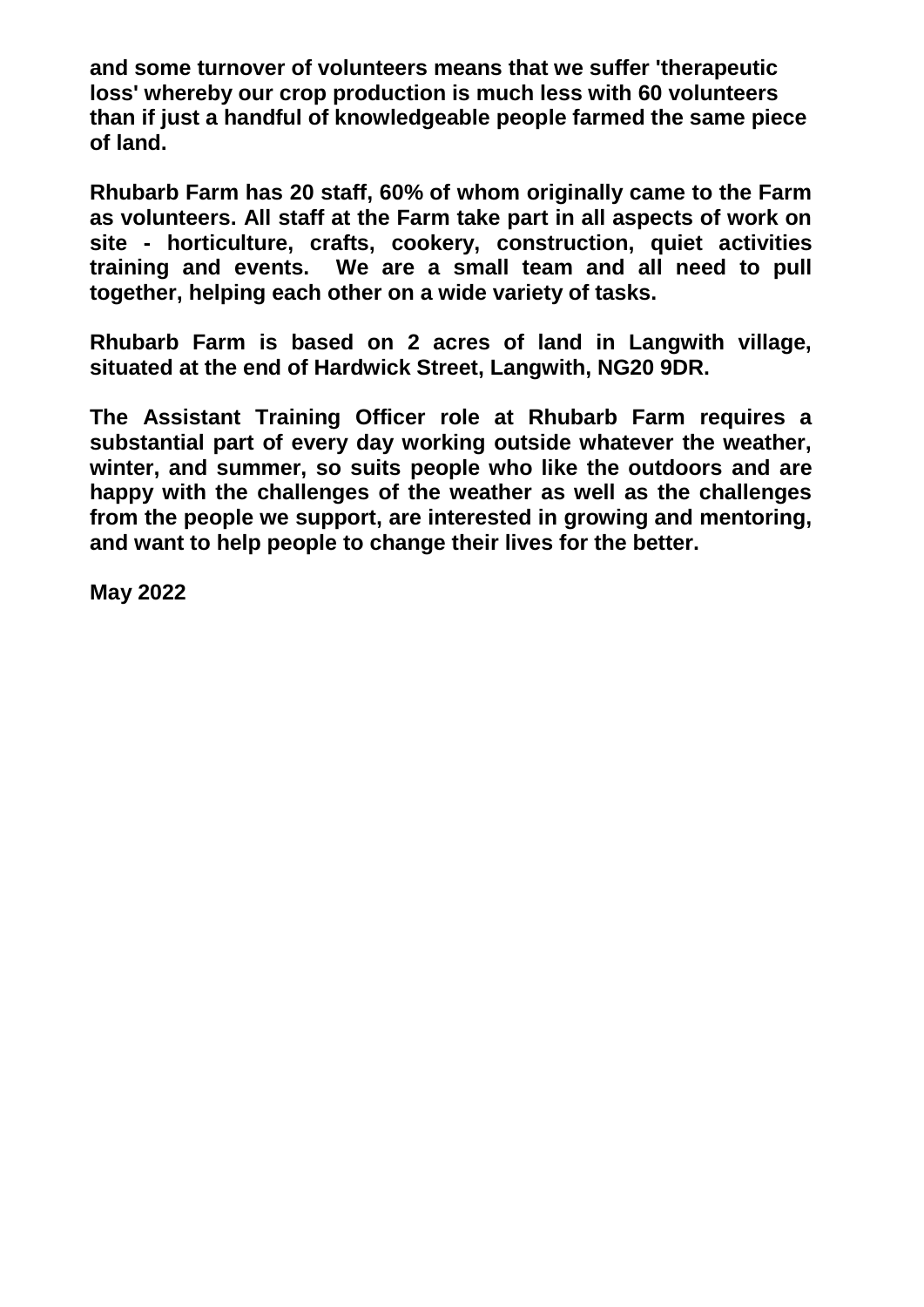**and some turnover of volunteers means that we suffer 'therapeutic loss' whereby our crop production is much less with 60 volunteers than if just a handful of knowledgeable people farmed the same piece of land.**

**Rhubarb Farm has 20 staff, 60% of whom originally came to the Farm as volunteers. All staff at the Farm take part in all aspects of work on site - horticulture, crafts, cookery, construction, quiet activities training and events. We are a small team and all need to pull together, helping each other on a wide variety of tasks.**

**Rhubarb Farm is based on 2 acres of land in Langwith village, situated at the end of Hardwick Street, Langwith, NG20 9DR.**

**The Assistant Training Officer role at Rhubarb Farm requires a substantial part of every day working outside whatever the weather, winter, and summer, so suits people who like the outdoors and are happy with the challenges of the weather as well as the challenges from the people we support, are interested in growing and mentoring, and want to help people to change their lives for the better.**

**May 2022**